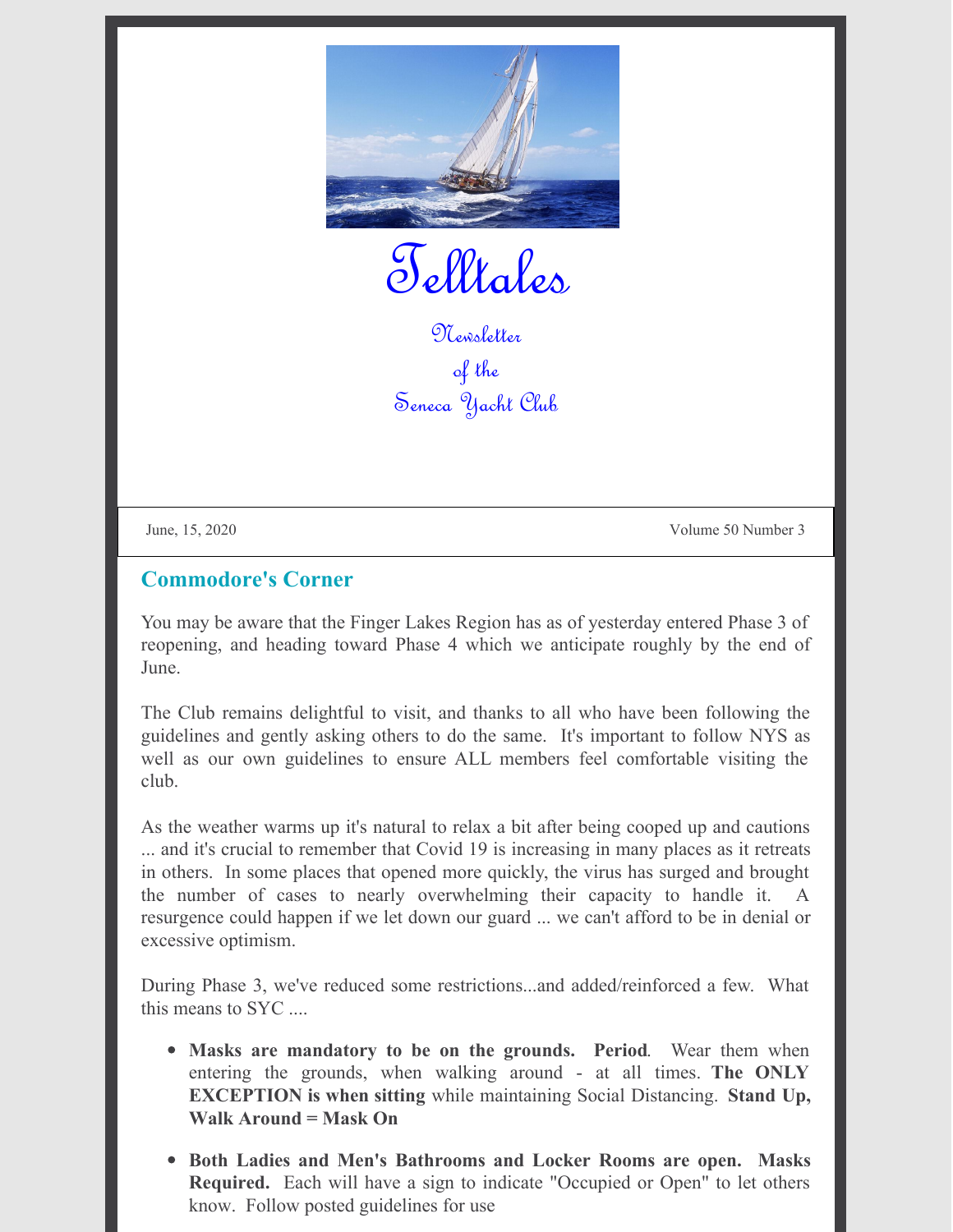# Telltales

Newsletter
of the
Seneca Yacht Club

June, 15, 2020 | Volume 50 Number 3

## Commodore's Corner

You may be aware that the Finger Lakes Region has as of yesterday entered Phase 3 of reopening, and heading toward Phase 4 which we anticipate roughly by the end of June.

The Club remains delightful to visit, and thanks to all who have been following the guidelines and gently asking others to do the same. It's important to follow NYS as well as our own guidelines to ensure ALL members feel comfortable visiting the club.

As the weather warms up it's natural to relax a bit after being cooped up and cautions ... and it's crucial to remember that Covid 19 is increasing in many places as it retreats in others. In some places that opened more quickly, the virus has surged and brought the number of cases to nearly overwhelming their capacity to handle it. A resurgence could happen if we let down our guard ... we can't afford to be in denial or excessive optimism.

During Phase 3, we've reduced some restrictions...and added/reinforced a few. What this means to SYC ....

- **Masks are mandatory to be on the grounds. Period**. Wear them when entering the grounds, when walking around - at all times. **The ONLY EXCEPTION is when sitting** while maintaining Social Distancing. **Stand Up, Walk Around = Mask On**
- **Both Ladies and Men's Bathrooms and Locker Rooms are open. Masks Required.** Each will have a sign to indicate "Occupied or Open" to let others know. Follow posted guidelines for use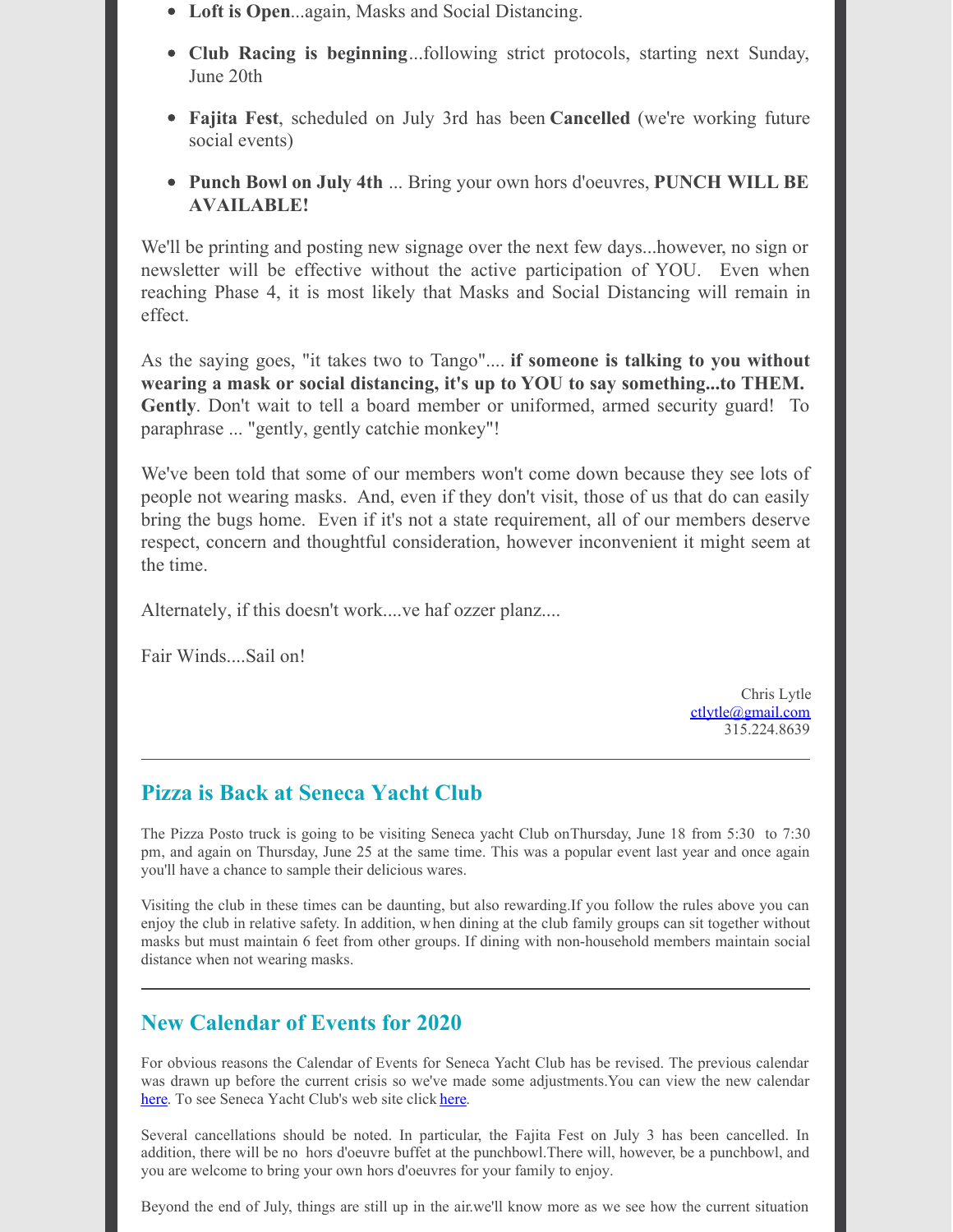- **Loft is Open**...again, Masks and Social Distancing.
- **Club Racing is beginning**...following strict protocols, starting next Sunday, June 20th
- **Fajita Fest**, scheduled on July 3rd has been **Cancelled** (we're working future social events)
- **Punch Bowl on July 4th** ... Bring your own hors d'oeuvres, **PUNCH WILL BE AVAILABLE!**

We'll be printing and posting new signage over the next few days...however, no sign or newsletter will be effective without the active participation of YOU. Even when reaching Phase 4, it is most likely that Masks and Social Distancing will remain in effect.

As the saying goes, "it takes two to Tango".... **if someone is talking to you without wearing a mask or social distancing, it's up to YOU to say something...to THEM. Gently**. Don't wait to tell a board member or uniformed, armed security guard! To paraphrase ... "gently, gently catchie monkey"!

We've been told that some of our members won't come down because they see lots of people not wearing masks. And, even if they don't visit, those of us that do can easily bring the bugs home. Even if it's not a state requirement, all of our members deserve respect, concern and thoughtful consideration, however inconvenient it might seem at the time.

Alternately, if this doesn't work....ve haf ozzer planz....

Fair Winds....Sail on!

Chris Lytle
ctlytle@gmail.com
315.224.8639

---

## Pizza is Back at Seneca Yacht Club

The Pizza Posto truck is going to be visiting Seneca yacht Club onThursday, June 18 from 5:30 to 7:30 pm, and again on Thursday, June 25 at the same time. This was a popular event last year and once again you'll have a chance to sample their delicious wares.

Visiting the club in these times can be daunting, but also rewarding.If you follow the rules above you can enjoy the club in relative safety. In addition, when dining at the club family groups can sit together without masks but must maintain 6 feet from other groups. If dining with non-household members maintain social distance when not wearing masks.

---

## New Calendar of Events for 2020

For obvious reasons the Calendar of Events for Seneca Yacht Club has be revised. The previous calendar was drawn up before the current crisis so we've made some adjustments.You can view the new calendar here. To see Seneca Yacht Club's web site click here.

Several cancellations should be noted. In particular, the Fajita Fest on July 3 has been cancelled. In addition, there will be no hors d'oeuvre buffet at the punchbowl.There will, however, be a punchbowl, and you are welcome to bring your own hors d'oeuvres for your family to enjoy.

Beyond the end of July, things are still up in the air.we'll know more as we see how the current situation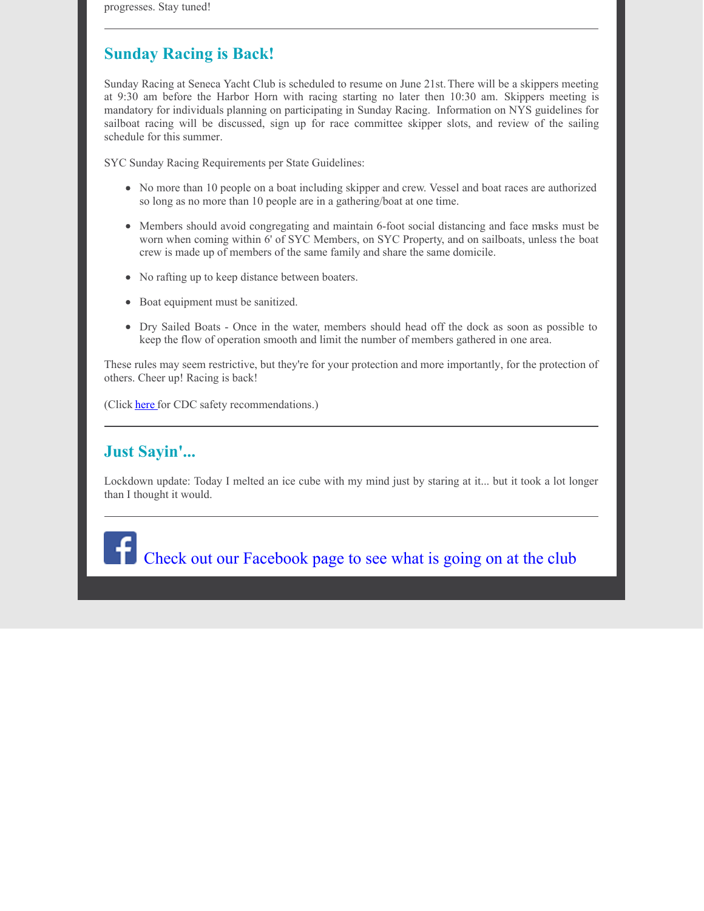progresses. Stay tuned!

---

## Sunday Racing is Back!

Sunday Racing at Seneca Yacht Club is scheduled to resume on June 21st. There will be a skippers meeting at 9:30 am before the Harbor Horn with racing starting no later then 10:30 am. Skippers meeting is mandatory for individuals planning on participating in Sunday Racing. Information on NYS guidelines for sailboat racing will be discussed, sign up for race committee skipper slots, and review of the sailing schedule for this summer.

SYC Sunday Racing Requirements per State Guidelines:

- No more than 10 people on a boat including skipper and crew. Vessel and boat races are authorized so long as no more than 10 people are in a gathering/boat at one time.
- Members should avoid congregating and maintain 6-foot social distancing and face masks must be worn when coming within 6' of SYC Members, on SYC Property, and on sailboats, unless the boat crew is made up of members of the same family and share the same domicile.
- No rafting up to keep distance between boaters.
- Boat equipment must be sanitized.
- Dry Sailed Boats - Once in the water, members should head off the dock as soon as possible to keep the flow of operation smooth and limit the number of members gathered in one area.

These rules may seem restrictive, but they're for your protection and more importantly, for the protection of others. Cheer up! Racing is back!

(Click here for CDC safety recommendations.)

---

## Just Sayin'...

Lockdown update: Today I melted an ice cube with my mind just by staring at it... but it took a lot longer than I thought it would.

---

Check out our Facebook page to see what is going on at the club